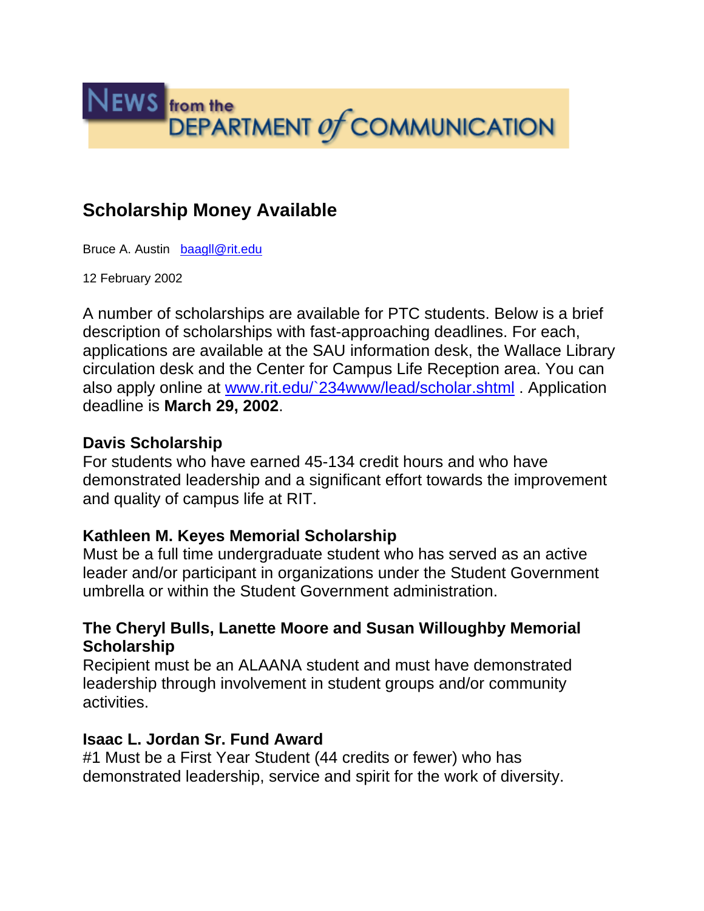# NEWS from the DEPARTMENT of COMMUNICATION

## Scholarship Money Available

Bruce A. Austin baagll@rit.edu

12 February 2002

A number of scholarships are available for PTC students. Below is a brief description of scholarships with fast-approaching deadlines. For each, applications are available at the SAU information desk, the Wallace Library circulation desk and the Center for Campus Life Reception area. You can also apply online at www.rit.edu/`234www/lead/scholar.shtml . Application deadline is **March 29, 2002**.

**Davis Scholarship**
For students who have earned 45-134 credit hours and who have demonstrated leadership and a significant effort towards the improvement and quality of campus life at RIT.

**Kathleen M. Keyes Memorial Scholarship**
Must be a full time undergraduate student who has served as an active leader and/or participant in organizations under the Student Government umbrella or within the Student Government administration.

**The Cheryl Bulls, Lanette Moore and Susan Willoughby Memorial Scholarship**
Recipient must be an ALAANA student and must have demonstrated leadership through involvement in student groups and/or community activities.

**Isaac L. Jordan Sr. Fund Award**
#1 Must be a First Year Student (44 credits or fewer) who has demonstrated leadership, service and spirit for the work of diversity.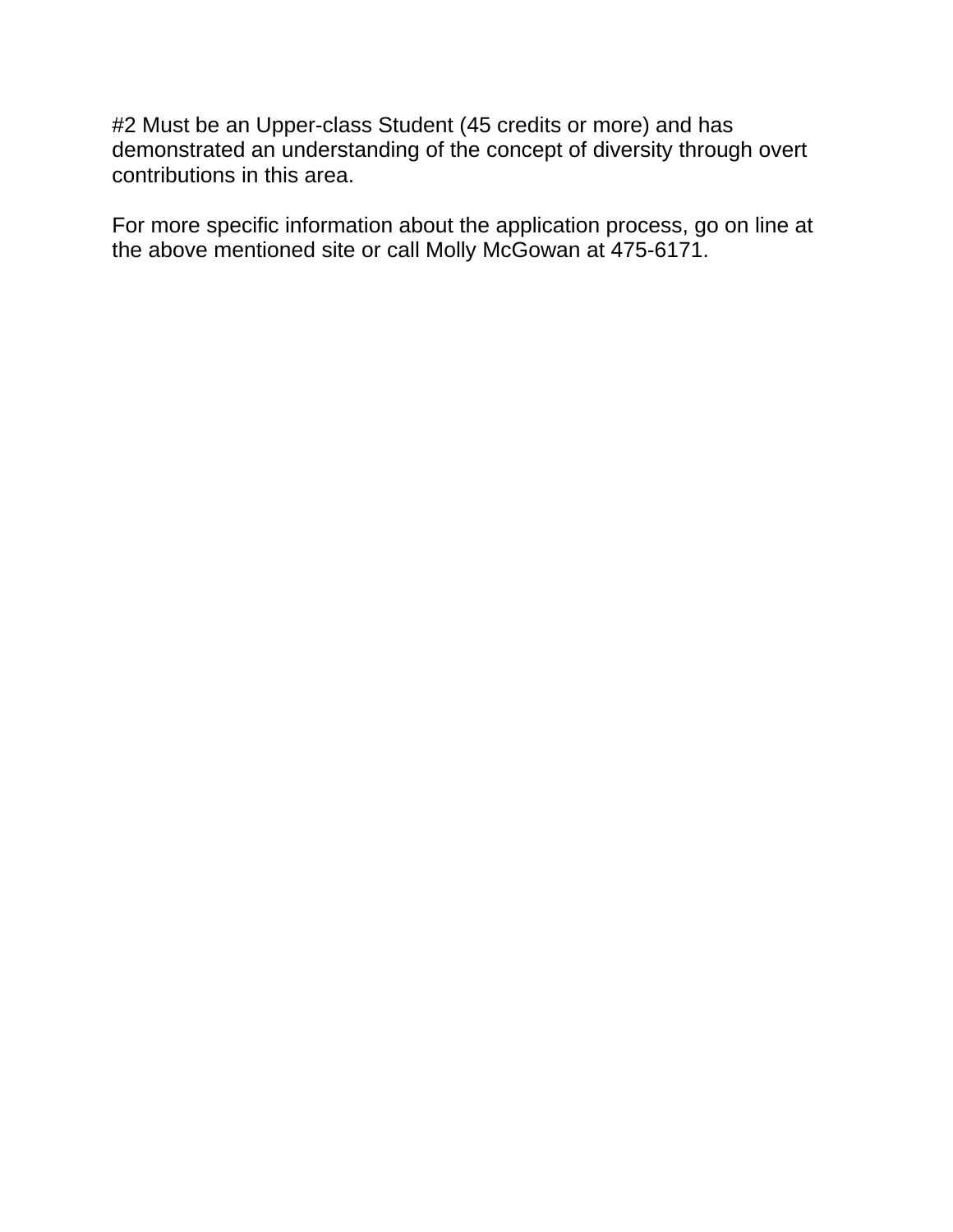#2 Must be an Upper-class Student (45 credits or more) and has demonstrated an understanding of the concept of diversity through overt contributions in this area.

For more specific information about the application process, go on line at the above mentioned site or call Molly McGowan at 475-6171.